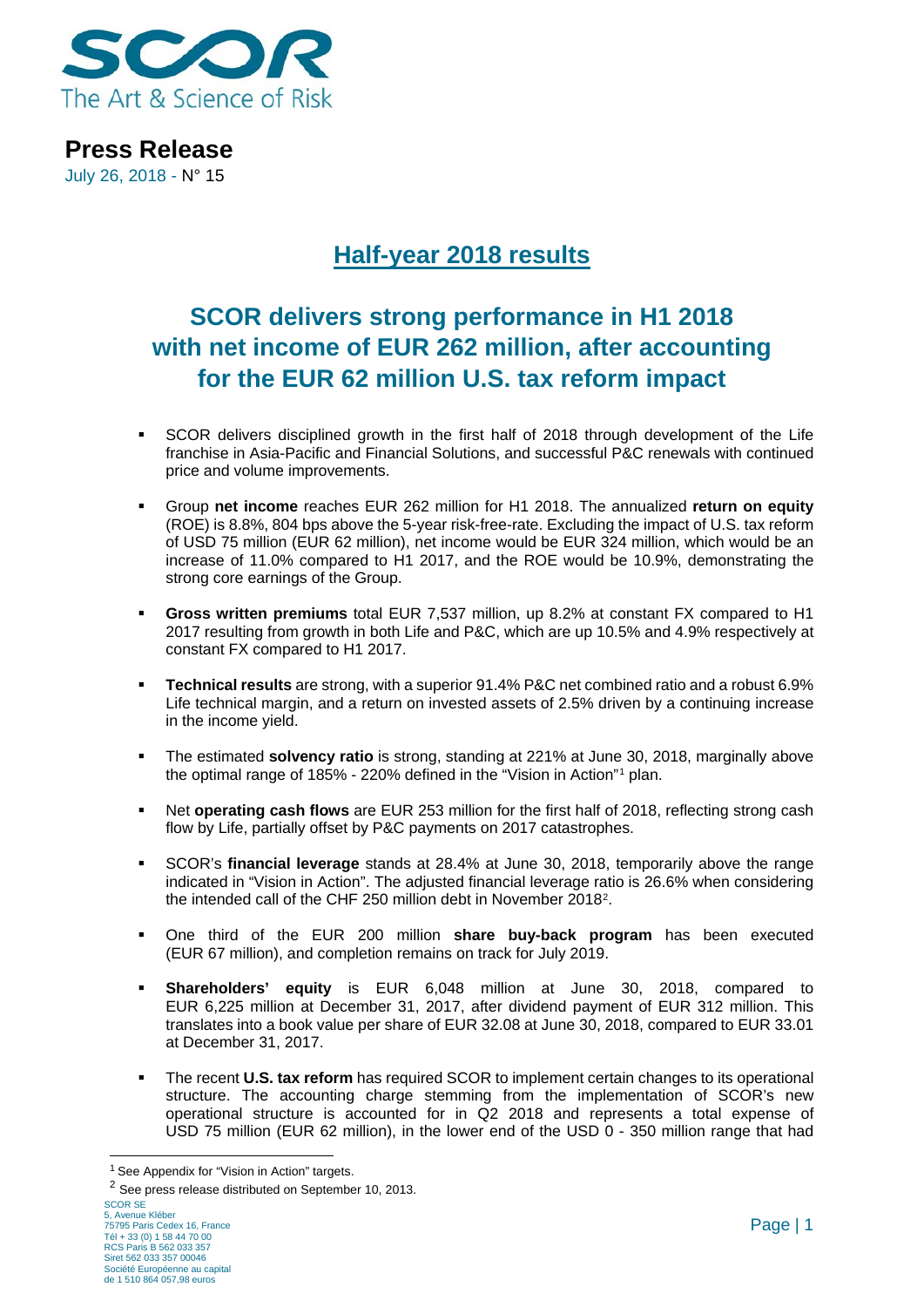SCOR
The Art & Science of Risk

**Press Release**

July 26, 2018 - N° 15

# Half-year 2018 results

## SCOR delivers strong performance in H1 2018 with net income of EUR 262 million, after accounting for the EUR 62 million U.S. tax reform impact

- SCOR delivers disciplined growth in the first half of 2018 through development of the Life franchise in Asia-Pacific and Financial Solutions, and successful P&C renewals with continued price and volume improvements.

- Group **net income** reaches EUR 262 million for H1 2018. The annualized **return on equity** (ROE) is 8.8%, 804 bps above the 5-year risk-free-rate. Excluding the impact of U.S. tax reform of USD 75 million (EUR 62 million), net income would be EUR 324 million, which would be an increase of 11.0% compared to H1 2017, and the ROE would be 10.9%, demonstrating the strong core earnings of the Group.

- **Gross written premiums** total EUR 7,537 million, up 8.2% at constant FX compared to H1 2017 resulting from growth in both Life and P&C, which are up 10.5% and 4.9% respectively at constant FX compared to H1 2017.

- **Technical results** are strong, with a superior 91.4% P&C net combined ratio and a robust 6.9% Life technical margin, and a return on invested assets of 2.5% driven by a continuing increase in the income yield.

- The estimated **solvency ratio** is strong, standing at 221% at June 30, 2018, marginally above the optimal range of 185% - 220% defined in the "Vision in Action"[1] plan.

- Net **operating cash flows** are EUR 253 million for the first half of 2018, reflecting strong cash flow by Life, partially offset by P&C payments on 2017 catastrophes.

- SCOR's **financial leverage** stands at 28.4% at June 30, 2018, temporarily above the range indicated in "Vision in Action". The adjusted financial leverage ratio is 26.6% when considering the intended call of the CHF 250 million debt in November 2018[2].

- One third of the EUR 200 million **share buy-back program** has been executed (EUR 67 million), and completion remains on track for July 2019.

- **Shareholders' equity** is EUR 6,048 million at June 30, 2018, compared to EUR 6,225 million at December 31, 2017, after dividend payment of EUR 312 million. This translates into a book value per share of EUR 32.08 at June 30, 2018, compared to EUR 33.01 at December 31, 2017.

- The recent **U.S. tax reform** has required SCOR to implement certain changes to its operational structure. The accounting charge stemming from the implementation of SCOR's new operational structure is accounted for in Q2 2018 and represents a total expense of USD 75 million (EUR 62 million), in the lower end of the USD 0 - 350 million range that had

[1] See Appendix for "Vision in Action" targets.

[2] See press release distributed on September 10, 2013.

SCOR SE
5, Avenue Kléber
75795 Paris Cedex 16, France
Tél + 33 (0) 1 58 44 70 00
RCS Paris B 562 033 357
Siret 562 033 357 00046
Société Européenne au capital de 1 510 864 057,98 euros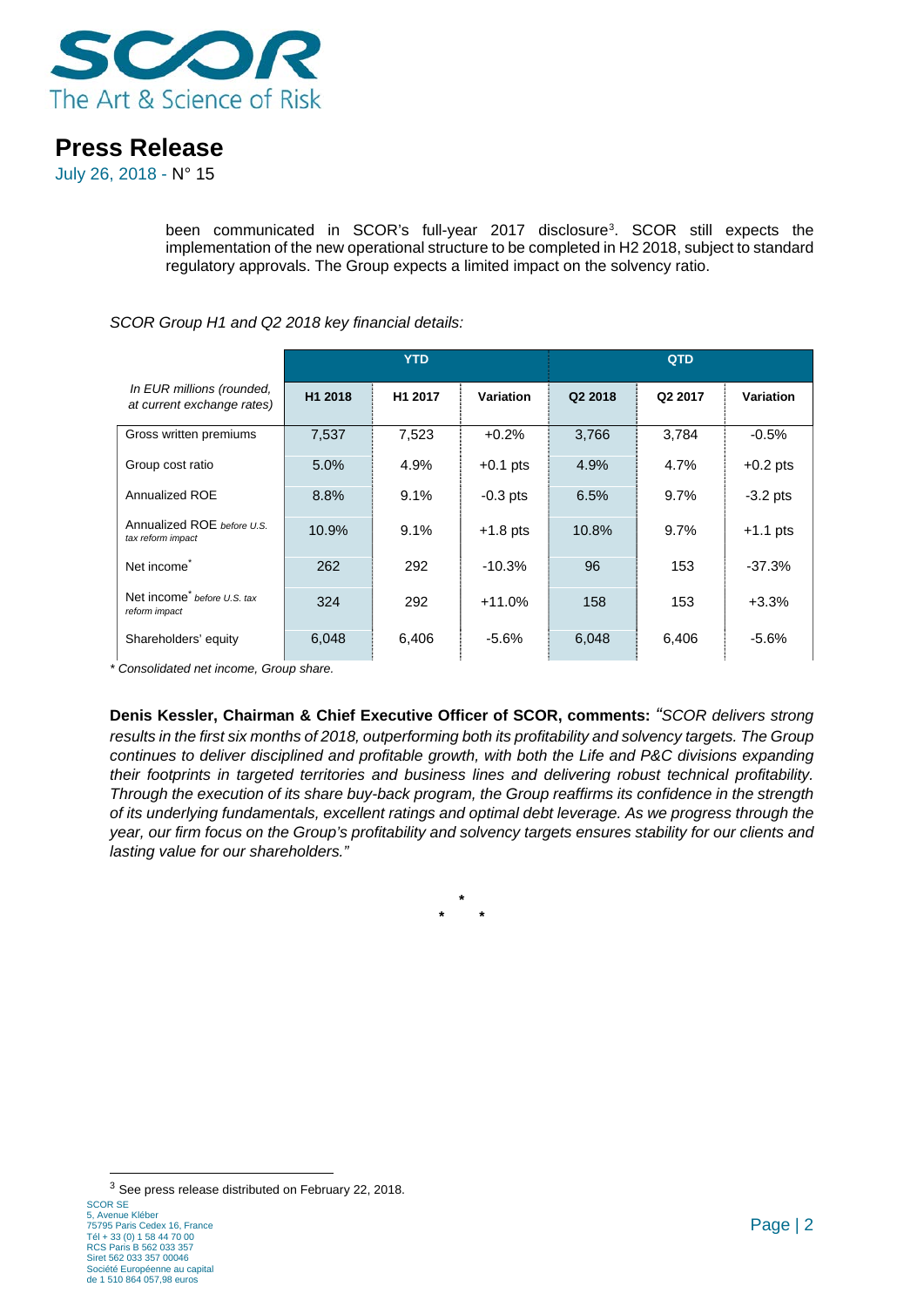been communicated in SCOR's full-year 2017 disclosure[3]. SCOR still expects the implementation of the new operational structure to be completed in H2 2018, subject to standard regulatory approvals. The Group expects a limited impact on the solvency ratio.

*SCOR Group H1 and Q2 2018 key financial details:*

| | YTD | | | QTD | | |
|---|---|---|---|---|---|---|
| *In EUR millions (rounded, at current exchange rates)* | H1 2018 | H1 2017 | Variation | Q2 2018 | Q2 2017 | Variation |
| Gross written premiums | 7,537 | 7,523 | +0.2% | 3,766 | 3,784 | -0.5% |
| Group cost ratio | 5.0% | 4.9% | +0.1 pts | 4.9% | 4.7% | +0.2 pts |
| Annualized ROE | 8.8% | 9.1% | -0.3 pts | 6.5% | 9.7% | -3.2 pts |
| Annualized ROE *before U.S. tax reform impact* | 10.9% | 9.1% | +1.8 pts | 10.8% | 9.7% | +1.1 pts |
| Net income* | 262 | 292 | -10.3% | 96 | 153 | -37.3% |
| Net income* *before U.S. tax reform impact* | 324 | 292 | +11.0% | 158 | 153 | +3.3% |
| Shareholders' equity | 6,048 | 6,406 | -5.6% | 6,048 | 6,406 | -5.6% |

*\* Consolidated net income, Group share.*

**Denis Kessler, Chairman & Chief Executive Officer of SCOR, comments:** *"SCOR delivers strong results in the first six months of 2018, outperforming both its profitability and solvency targets. The Group continues to deliver disciplined and profitable growth, with both the Life and P&C divisions expanding their footprints in targeted territories and business lines and delivering robust technical profitability. Through the execution of its share buy-back program, the Group reaffirms its confidence in the strength of its underlying fundamentals, excellent ratings and optimal debt leverage. As we progress through the year, our firm focus on the Group's profitability and solvency targets ensures stability for our clients and lasting value for our shareholders."*

\*

\* \*

[3] See press release distributed on February 22, 2018.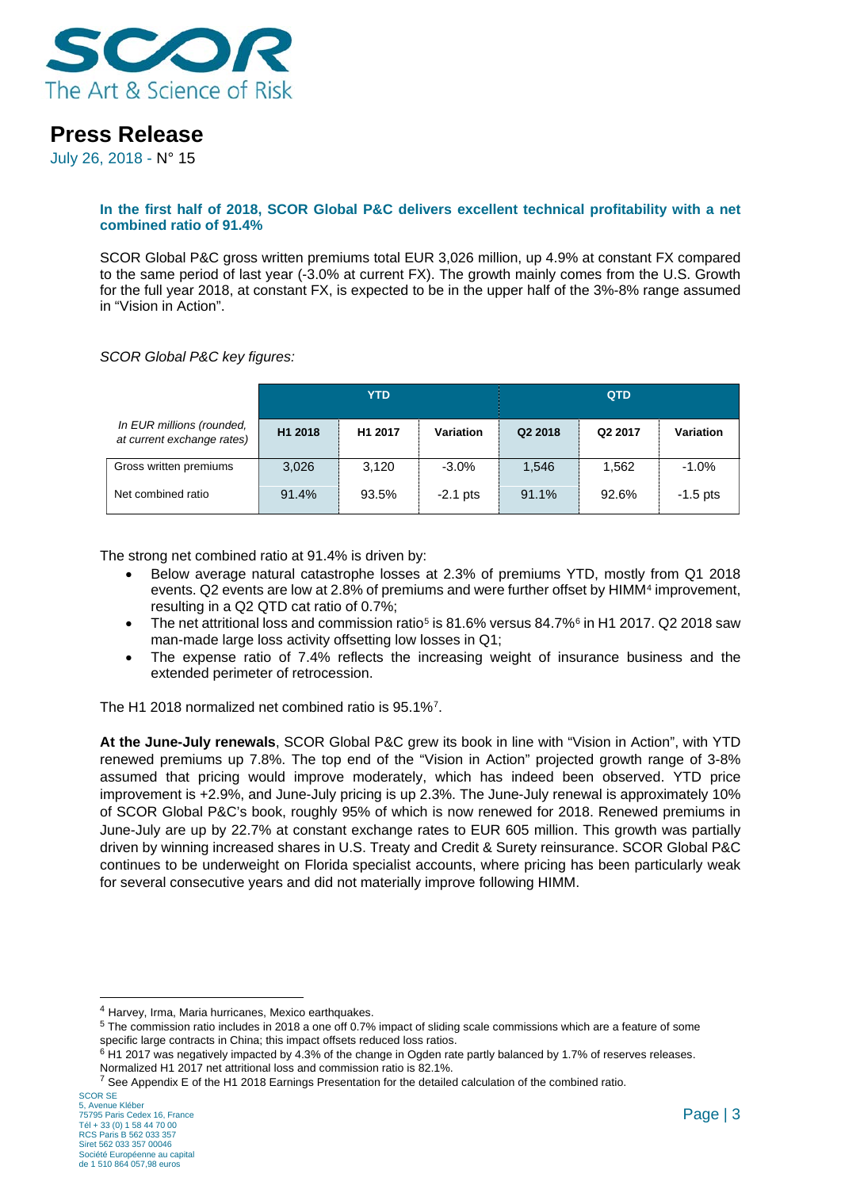**In the first half of 2018, SCOR Global P&C delivers excellent technical profitability with a net combined ratio of 91.4%**

SCOR Global P&C gross written premiums total EUR 3,026 million, up 4.9% at constant FX compared to the same period of last year (-3.0% at current FX). The growth mainly comes from the U.S. Growth for the full year 2018, at constant FX, is expected to be in the upper half of the 3%-8% range assumed in "Vision in Action".

*SCOR Global P&C key figures:*

| *In EUR millions (rounded, at current exchange rates)* | YTD | | | QTD | | |
|---|---|---|---|---|---|---|
| | **H1 2018** | **H1 2017** | **Variation** | **Q2 2018** | **Q2 2017** | **Variation** |
| Gross written premiums | 3,026 | 3,120 | -3.0% | 1,546 | 1,562 | -1.0% |
| Net combined ratio | 91.4% | 93.5% | -2.1 pts | 91.1% | 92.6% | -1.5 pts |

The strong net combined ratio at 91.4% is driven by:

- Below average natural catastrophe losses at 2.3% of premiums YTD, mostly from Q1 2018 events. Q2 events are low at 2.8% of premiums and were further offset by HIMM[4] improvement, resulting in a Q2 QTD cat ratio of 0.7%;
- The net attritional loss and commission ratio[5] is 81.6% versus 84.7%[6] in H1 2017. Q2 2018 saw man-made large loss activity offsetting low losses in Q1;
- The expense ratio of 7.4% reflects the increasing weight of insurance business and the extended perimeter of retrocession.

The H1 2018 normalized net combined ratio is 95.1%[7].

**At the June-July renewals**, SCOR Global P&C grew its book in line with "Vision in Action", with YTD renewed premiums up 7.8%. The top end of the "Vision in Action" projected growth range of 3-8% assumed that pricing would improve moderately, which has indeed been observed. YTD price improvement is +2.9%, and June-July pricing is up 2.3%. The June-July renewal is approximately 10% of SCOR Global P&C's book, roughly 95% of which is now renewed for 2018. Renewed premiums in June-July are up by 22.7% at constant exchange rates to EUR 605 million. This growth was partially driven by winning increased shares in U.S. Treaty and Credit & Surety reinsurance. SCOR Global P&C continues to be underweight on Florida specialist accounts, where pricing has been particularly weak for several consecutive years and did not materially improve following HIMM.

---

[4] Harvey, Irma, Maria hurricanes, Mexico earthquakes.

[5] The commission ratio includes in 2018 a one off 0.7% impact of sliding scale commissions which are a feature of some specific large contracts in China; this impact offsets reduced loss ratios.

[6] H1 2017 was negatively impacted by 4.3% of the change in Ogden rate partly balanced by 1.7% of reserves releases. Normalized H1 2017 net attritional loss and commission ratio is 82.1%.

[7] See Appendix E of the H1 2018 Earnings Presentation for the detailed calculation of the combined ratio.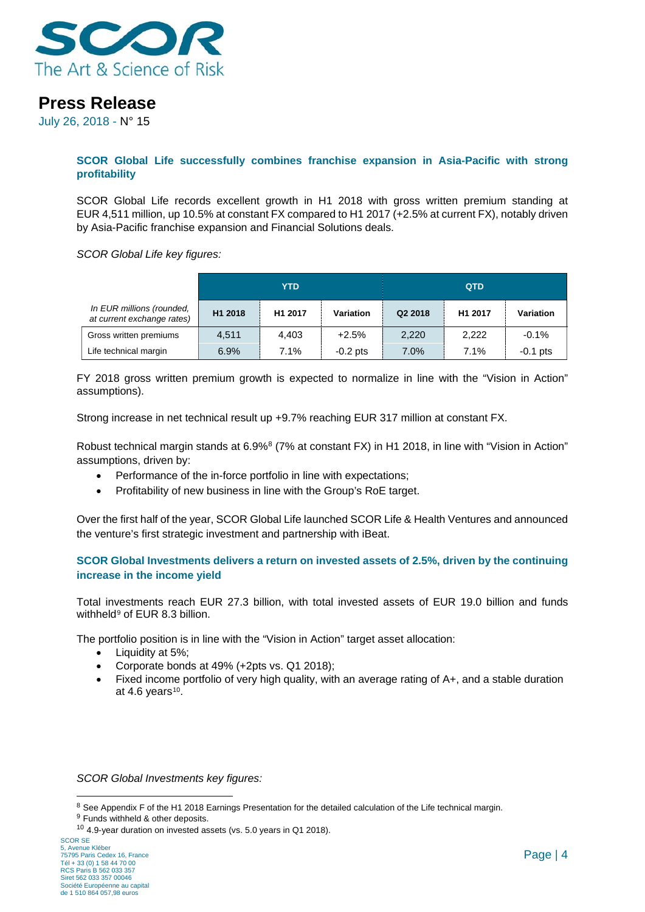### SCOR Global Life successfully combines franchise expansion in Asia-Pacific with strong profitability

SCOR Global Life records excellent growth in H1 2018 with gross written premium standing at EUR 4,511 million, up 10.5% at constant FX compared to H1 2017 (+2.5% at current FX), notably driven by Asia-Pacific franchise expansion and Financial Solutions deals.

*SCOR Global Life key figures:*

| | YTD | | | QTD | | |
|---|---|---|---|---|---|---|
| *In EUR millions (rounded, at current exchange rates)* | H1 2018 | H1 2017 | Variation | Q2 2018 | H1 2017 | Variation |
| Gross written premiums | 4,511 | 4,403 | +2.5% | 2,220 | 2,222 | -0.1% |
| Life technical margin | 6.9% | 7.1% | -0.2 pts | 7.0% | 7.1% | -0.1 pts |

FY 2018 gross written premium growth is expected to normalize in line with the "Vision in Action" assumptions).

Strong increase in net technical result up +9.7% reaching EUR 317 million at constant FX.

Robust technical margin stands at 6.9%[8] (7% at constant FX) in H1 2018, in line with "Vision in Action" assumptions, driven by:

- Performance of the in-force portfolio in line with expectations;
- Profitability of new business in line with the Group's RoE target.

Over the first half of the year, SCOR Global Life launched SCOR Life & Health Ventures and announced the venture's first strategic investment and partnership with iBeat.

### SCOR Global Investments delivers a return on invested assets of 2.5%, driven by the continuing increase in the income yield

Total investments reach EUR 27.3 billion, with total invested assets of EUR 19.0 billion and funds withheld[9] of EUR 8.3 billion.

The portfolio position is in line with the "Vision in Action" target asset allocation:

- Liquidity at 5%;
- Corporate bonds at 49% (+2pts vs. Q1 2018);
- Fixed income portfolio of very high quality, with an average rating of A+, and a stable duration at 4.6 years[10].

*SCOR Global Investments key figures:*

[8] See Appendix F of the H1 2018 Earnings Presentation for the detailed calculation of the Life technical margin.

[9] Funds withheld & other deposits.

[10] 4.9-year duration on invested assets (vs. 5.0 years in Q1 2018).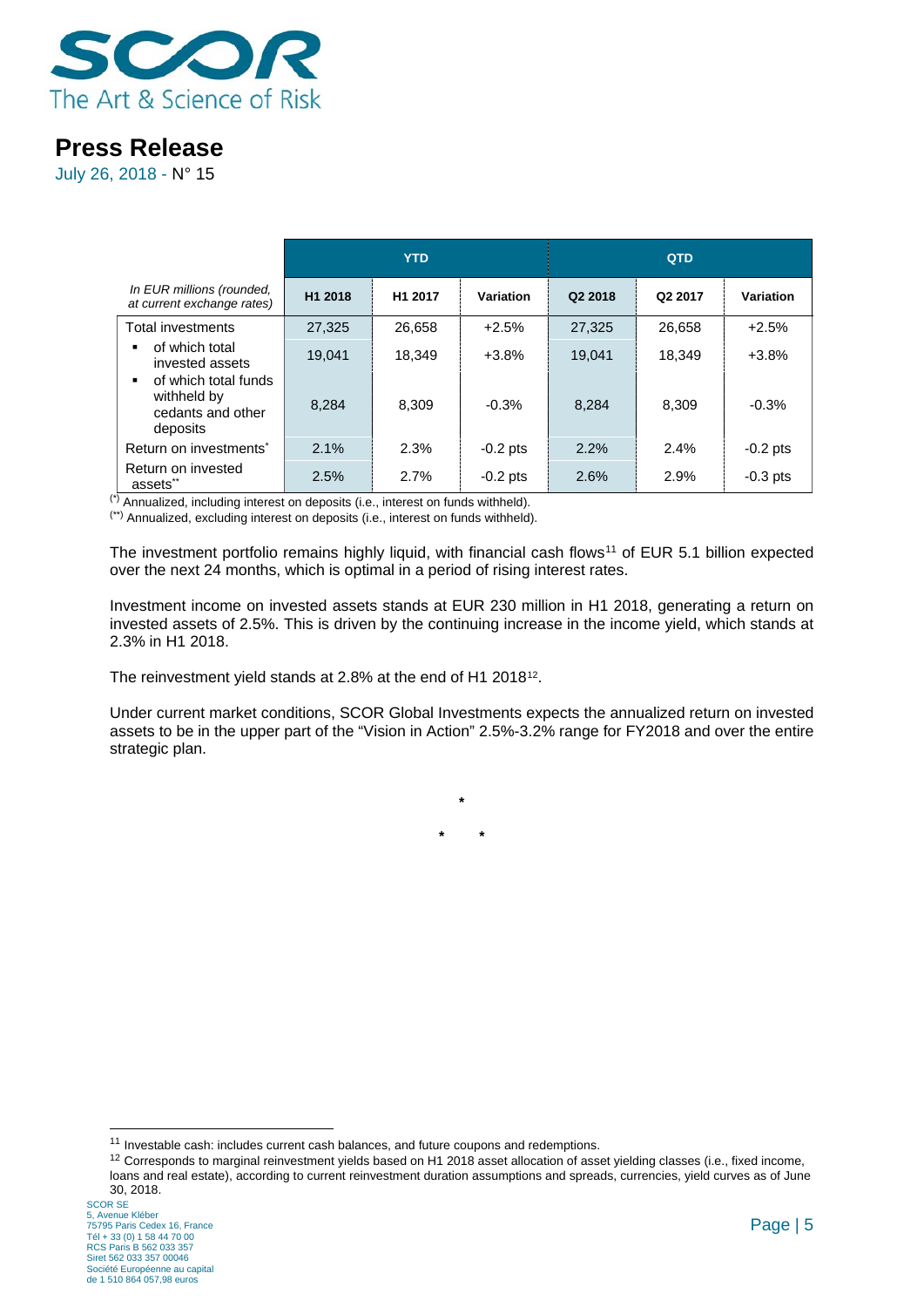|  | YTD | | | QTD | | |
|---|---|---|---|---|---|---|
| *In EUR millions (rounded, at current exchange rates)* | H1 2018 | H1 2017 | Variation | Q2 2018 | Q2 2017 | Variation |
| Total investments | 27,325 | 26,658 | +2.5% | 27,325 | 26,658 | +2.5% |
| ▪ of which total invested assets | 19,041 | 18,349 | +3.8% | 19,041 | 18,349 | +3.8% |
| ▪ of which total funds withheld by cedants and other deposits | 8,284 | 8,309 | -0.3% | 8,284 | 8,309 | -0.3% |
| Return on investments* | 2.1% | 2.3% | -0.2 pts | 2.2% | 2.4% | -0.2 pts |
| Return on invested assets** | 2.5% | 2.7% | -0.2 pts | 2.6% | 2.9% | -0.3 pts |

(*) Annualized, including interest on deposits (i.e., interest on funds withheld).

(**) Annualized, excluding interest on deposits (i.e., interest on funds withheld).

The investment portfolio remains highly liquid, with financial cash flows[11] of EUR 5.1 billion expected over the next 24 months, which is optimal in a period of rising interest rates.

Investment income on invested assets stands at EUR 230 million in H1 2018, generating a return on invested assets of 2.5%. This is driven by the continuing increase in the income yield, which stands at 2.3% in H1 2018.

The reinvestment yield stands at 2.8% at the end of H1 2018[12].

Under current market conditions, SCOR Global Investments expects the annualized return on invested assets to be in the upper part of the "Vision in Action" 2.5%-3.2% range for FY2018 and over the entire strategic plan.

*

\*     *

[11] Investable cash: includes current cash balances, and future coupons and redemptions.

[12] Corresponds to marginal reinvestment yields based on H1 2018 asset allocation of asset yielding classes (i.e., fixed income, loans and real estate), according to current reinvestment duration assumptions and spreads, currencies, yield curves as of June 30, 2018.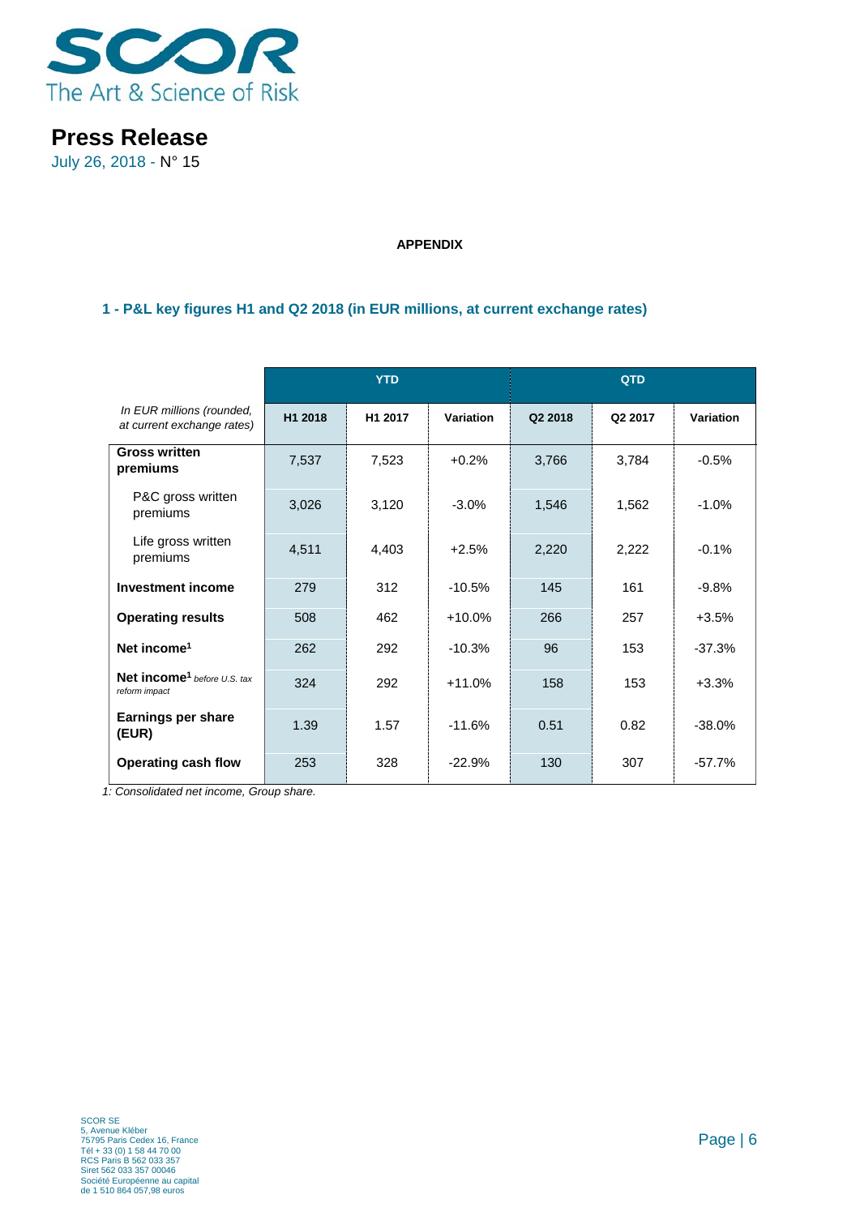**APPENDIX**

## 1 - P&L key figures H1 and Q2 2018 (in EUR millions, at current exchange rates)

| *In EUR millions (rounded, at current exchange rates)* | YTD | | | QTD | | |
|---|---|---|---|---|---|---|
| | H1 2018 | H1 2017 | Variation | Q2 2018 | Q2 2017 | Variation |
| **Gross written premiums** | 7,537 | 7,523 | +0.2% | 3,766 | 3,784 | -0.5% |
| P&C gross written premiums | 3,026 | 3,120 | -3.0% | 1,546 | 1,562 | -1.0% |
| Life gross written premiums | 4,511 | 4,403 | +2.5% | 2,220 | 2,222 | -0.1% |
| **Investment income** | 279 | 312 | -10.5% | 145 | 161 | -9.8% |
| **Operating results** | 508 | 462 | +10.0% | 266 | 257 | +3.5% |
| **Net income**[1] | 262 | 292 | -10.3% | 96 | 153 | -37.3% |
| **Net income**[1] *before U.S. tax reform impact* | 324 | 292 | +11.0% | 158 | 153 | +3.3% |
| **Earnings per share (EUR)** | 1.39 | 1.57 | -11.6% | 0.51 | 0.82 | -38.0% |
| **Operating cash flow** | 253 | 328 | -22.9% | 130 | 307 | -57.7% |

*1: Consolidated net income, Group share.*

SCOR SE
5, Avenue Kléber
75795 Paris Cedex 16, France
Tél + 33 (0) 1 58 44 70 00
RCS Paris B 562 033 357
Siret 562 033 357 00046
Société Européenne au capital
de 1 510 864 057,98 euros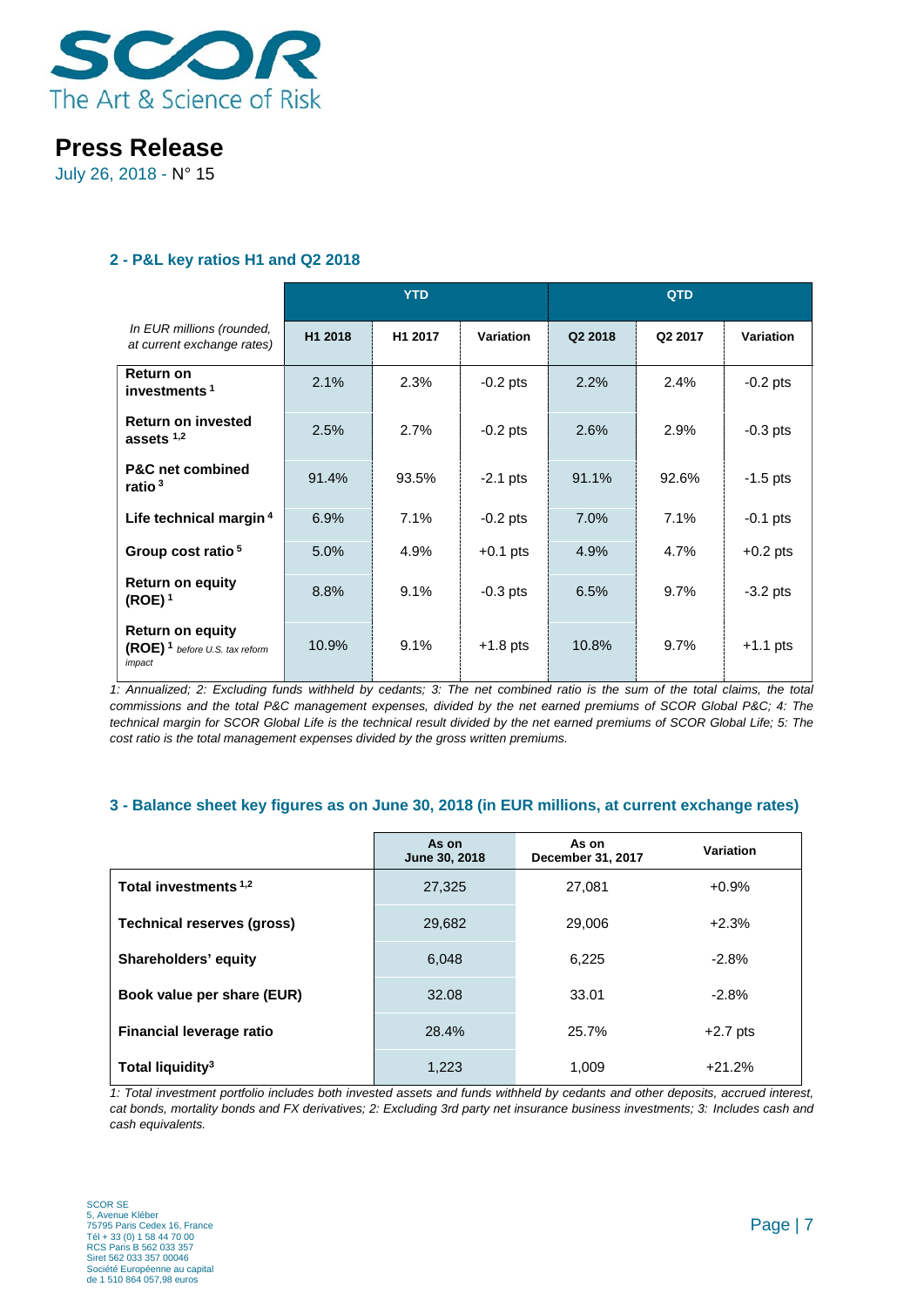## 2 - P&L key ratios H1 and Q2 2018

| *In EUR millions (rounded, at current exchange rates)* | YTD | | | QTD | | |
|---|---|---|---|---|---|---|
| | H1 2018 | H1 2017 | Variation | Q2 2018 | Q2 2017 | Variation |
| **Return on investments** [1] | 2.1% | 2.3% | -0.2 pts | 2.2% | 2.4% | -0.2 pts |
| **Return on invested assets** [1,2] | 2.5% | 2.7% | -0.2 pts | 2.6% | 2.9% | -0.3 pts |
| **P&C net combined ratio** [3] | 91.4% | 93.5% | -2.1 pts | 91.1% | 92.6% | -1.5 pts |
| **Life technical margin** [4] | 6.9% | 7.1% | -0.2 pts | 7.0% | 7.1% | -0.1 pts |
| **Group cost ratio** [5] | 5.0% | 4.9% | +0.1 pts | 4.9% | 4.7% | +0.2 pts |
| **Return on equity (ROE)** [1] | 8.8% | 9.1% | -0.3 pts | 6.5% | 9.7% | -3.2 pts |
| **Return on equity (ROE)** [1] *before U.S. tax reform impact* | 10.9% | 9.1% | +1.8 pts | 10.8% | 9.7% | +1.1 pts |

*1: Annualized; 2: Excluding funds withheld by cedants; 3: The net combined ratio is the sum of the total claims, the total commissions and the total P&C management expenses, divided by the net earned premiums of SCOR Global P&C; 4: The technical margin for SCOR Global Life is the technical result divided by the net earned premiums of SCOR Global Life; 5: The cost ratio is the total management expenses divided by the gross written premiums.*

## 3 - Balance sheet key figures as on June 30, 2018 (in EUR millions, at current exchange rates)

| | As on June 30, 2018 | As on December 31, 2017 | Variation |
|---|---|---|---|
| **Total investments** [1,2] | 27,325 | 27,081 | +0.9% |
| **Technical reserves (gross)** | 29,682 | 29,006 | +2.3% |
| **Shareholders' equity** | 6,048 | 6,225 | -2.8% |
| **Book value per share (EUR)** | 32.08 | 33.01 | -2.8% |
| **Financial leverage ratio** | 28.4% | 25.7% | +2.7 pts |
| **Total liquidity** [3] | 1,223 | 1,009 | +21.2% |

*1: Total investment portfolio includes both invested assets and funds withheld by cedants and other deposits, accrued interest, cat bonds, mortality bonds and FX derivatives; 2: Excluding 3rd party net insurance business investments; 3: Includes cash and cash equivalents.*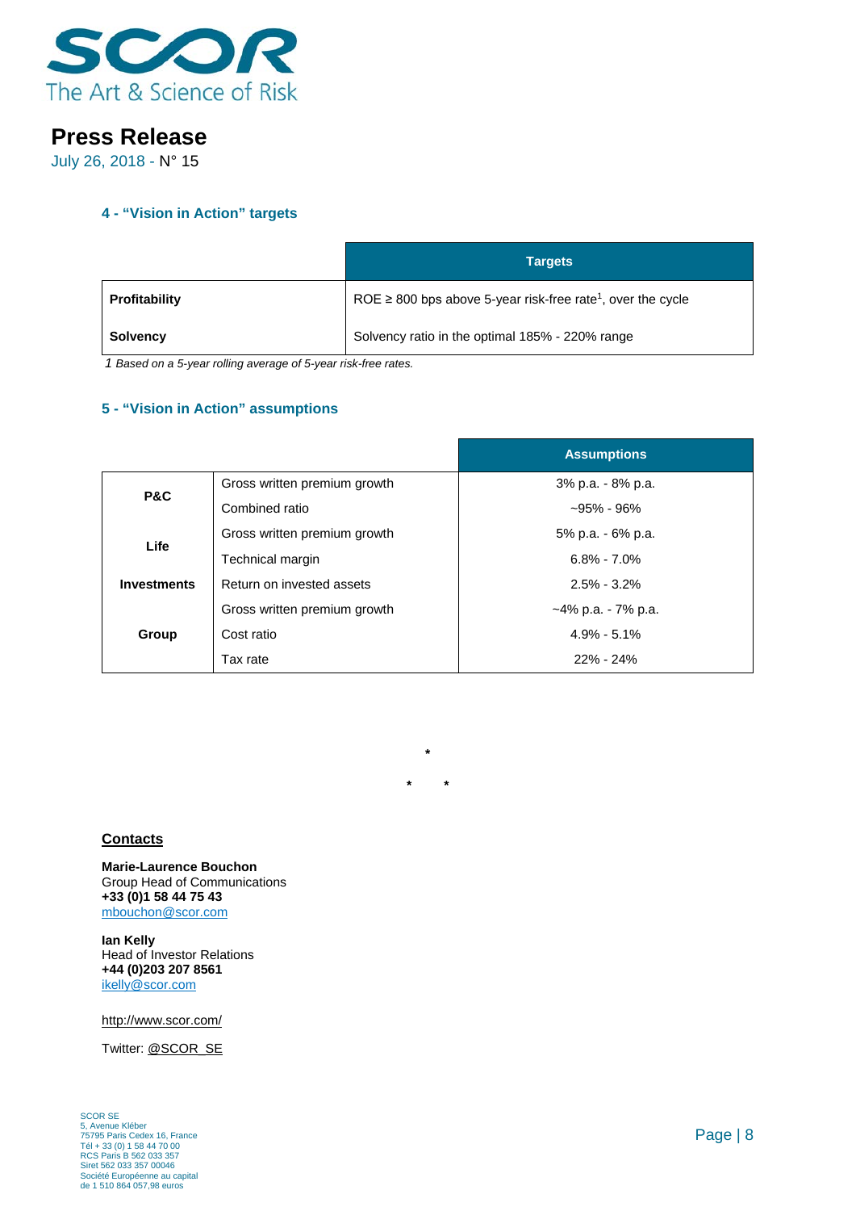#### 4 - "Vision in Action" targets

| | Targets |
|---|---|
| **Profitability** | ROE ≥ 800 bps above 5-year risk-free rate[1], over the cycle |
| **Solvency** | Solvency ratio in the optimal 185% - 220% range |

*1 Based on a 5-year rolling average of 5-year risk-free rates.*

#### 5 - "Vision in Action" assumptions

| | | Assumptions |
|---|---|---|
| **P&C** | Gross written premium growth | 3% p.a. - 8% p.a. |
| | Combined ratio | ~95% - 96% |
| **Life** | Gross written premium growth | 5% p.a. - 6% p.a. |
| | Technical margin | 6.8% - 7.0% |
| **Investments** | Return on invested assets | 2.5% - 3.2% |
| **Group** | Gross written premium growth | ~4% p.a. - 7% p.a. |
| | Cost ratio | 4.9% - 5.1% |
| | Tax rate | 22% - 24% |

\*

\* \*

**Contacts**

**Marie-Laurence Bouchon**
Group Head of Communications
**+33 (0)1 58 44 75 43**
mbouchon@scor.com

**Ian Kelly**
Head of Investor Relations
**+44 (0)203 207 8561**
ikelly@scor.com

http://www.scor.com/

Twitter: @SCOR_SE

SCOR SE
5, Avenue Kléber
75795 Paris Cedex 16, France
Tél + 33 (0) 1 58 44 70 00
RCS Paris B 562 033 357
Siret 562 033 357 00046
Société Européenne au capital
de 1 510 864 057,98 euros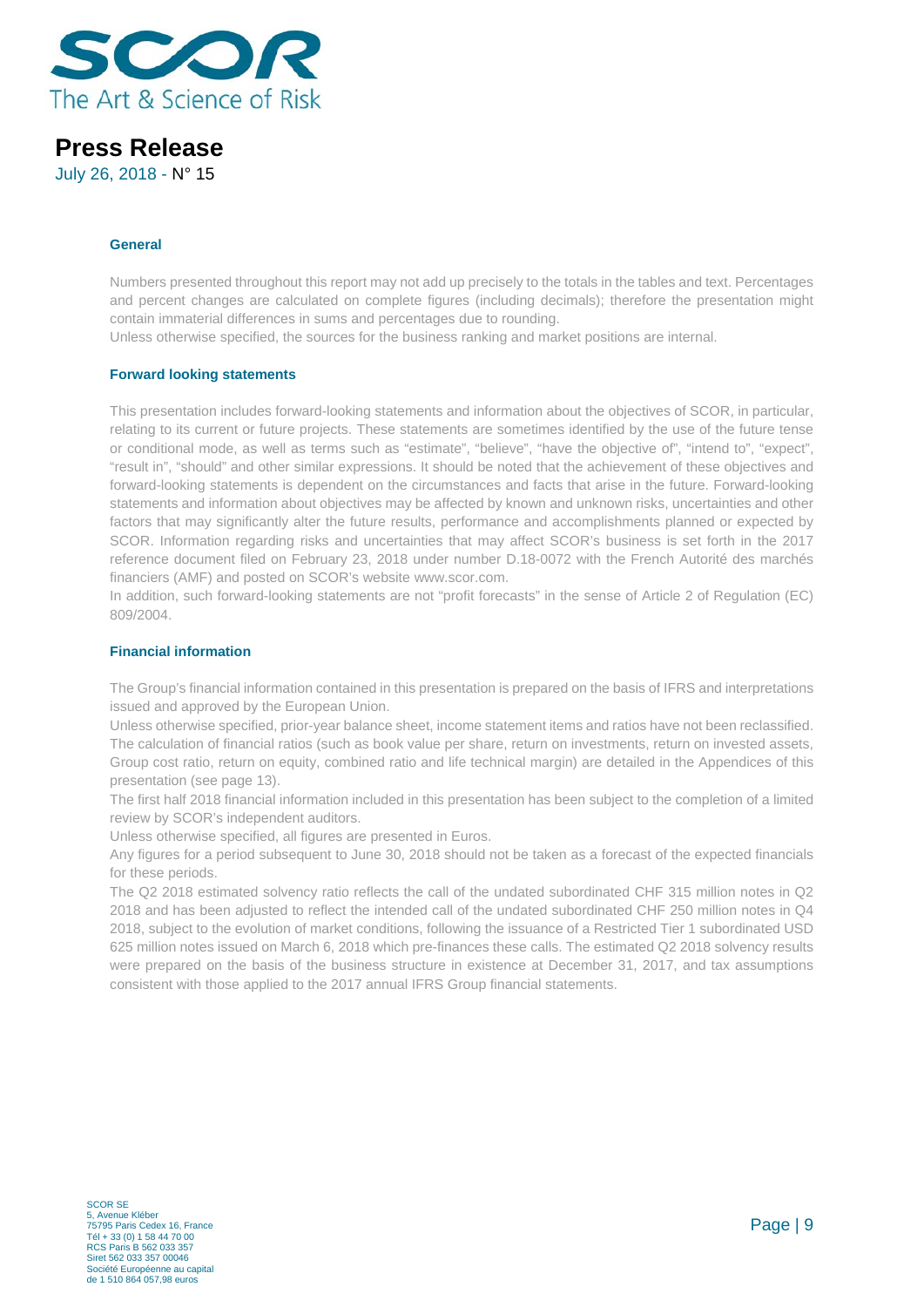# Press Release

July 26, 2018 - N° 15

### General

Numbers presented throughout this report may not add up precisely to the totals in the tables and text. Percentages and percent changes are calculated on complete figures (including decimals); therefore the presentation might contain immaterial differences in sums and percentages due to rounding.

Unless otherwise specified, the sources for the business ranking and market positions are internal.

### Forward looking statements

This presentation includes forward-looking statements and information about the objectives of SCOR, in particular, relating to its current or future projects. These statements are sometimes identified by the use of the future tense or conditional mode, as well as terms such as “estimate”, “believe”, “have the objective of”, “intend to”, “expect”, “result in”, “should” and other similar expressions. It should be noted that the achievement of these objectives and forward-looking statements is dependent on the circumstances and facts that arise in the future. Forward-looking statements and information about objectives may be affected by known and unknown risks, uncertainties and other factors that may significantly alter the future results, performance and accomplishments planned or expected by SCOR. Information regarding risks and uncertainties that may affect SCOR’s business is set forth in the 2017 reference document filed on February 23, 2018 under number D.18-0072 with the French Autorité des marchés financiers (AMF) and posted on SCOR’s website www.scor.com.

In addition, such forward-looking statements are not “profit forecasts” in the sense of Article 2 of Regulation (EC) 809/2004.

### Financial information

The Group’s financial information contained in this presentation is prepared on the basis of IFRS and interpretations issued and approved by the European Union.

Unless otherwise specified, prior-year balance sheet, income statement items and ratios have not been reclassified. The calculation of financial ratios (such as book value per share, return on investments, return on invested assets, Group cost ratio, return on equity, combined ratio and life technical margin) are detailed in the Appendices of this presentation (see page 13).

The first half 2018 financial information included in this presentation has been subject to the completion of a limited review by SCOR’s independent auditors.

Unless otherwise specified, all figures are presented in Euros.

Any figures for a period subsequent to June 30, 2018 should not be taken as a forecast of the expected financials for these periods.

The Q2 2018 estimated solvency ratio reflects the call of the undated subordinated CHF 315 million notes in Q2 2018 and has been adjusted to reflect the intended call of the undated subordinated CHF 250 million notes in Q4 2018, subject to the evolution of market conditions, following the issuance of a Restricted Tier 1 subordinated USD 625 million notes issued on March 6, 2018 which pre-finances these calls. The estimated Q2 2018 solvency results were prepared on the basis of the business structure in existence at December 31, 2017, and tax assumptions consistent with those applied to the 2017 annual IFRS Group financial statements.

SCOR SE
5, Avenue Kléber
75795 Paris Cedex 16, France
Tél + 33 (0) 1 58 44 70 00
RCS Paris B 562 033 357
Siret 562 033 357 00046
Société Européenne au capital
de 1 510 864 057,98 euros